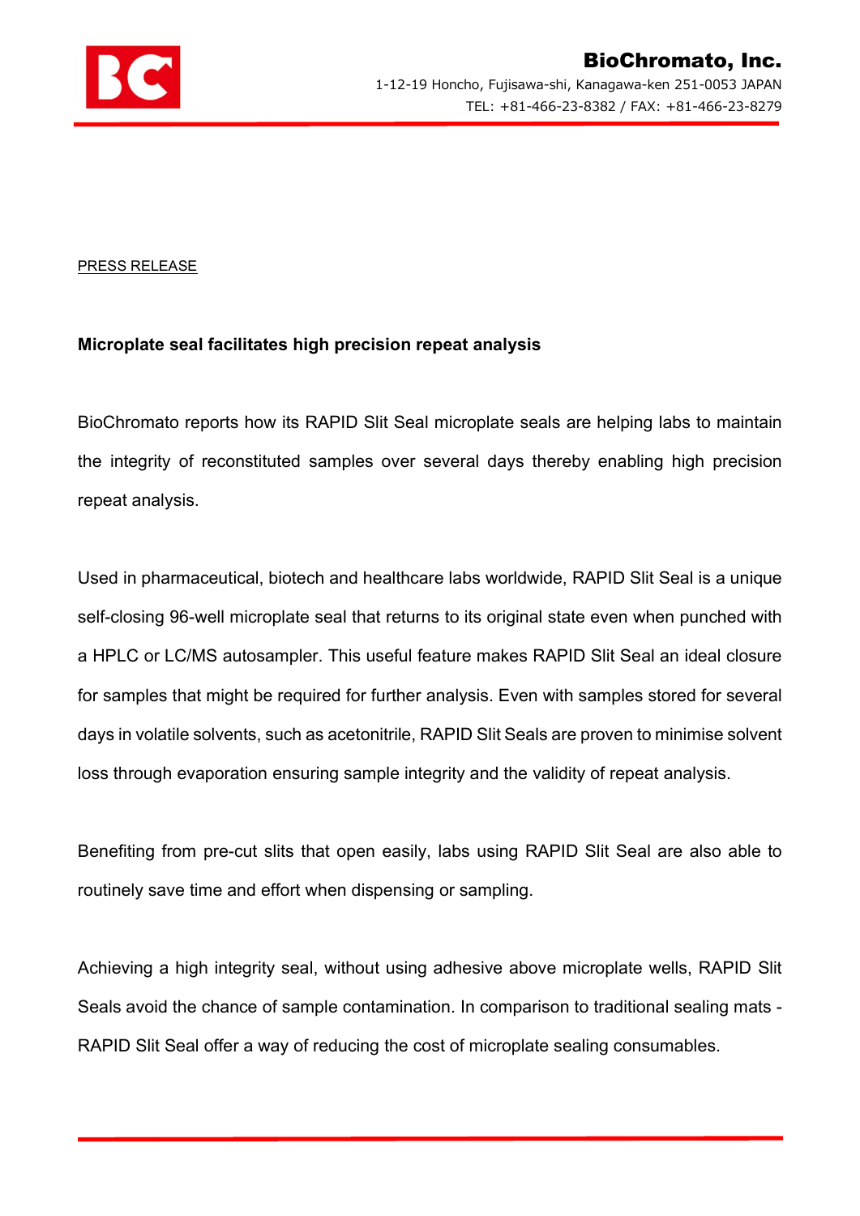**BioChromato, Inc.**

1-12-19 Honcho, Fujisawa-shi, Kanagawa-ken 251-0053 JAPAN

TEL: +81-466-23-8382 / FAX: +81-466-23-8279

PRESS RELEASE

**Microplate seal facilitates high precision repeat analysis**

BioChromato reports how its RAPID Slit Seal microplate seals are helping labs to maintain the integrity of reconstituted samples over several days thereby enabling high precision repeat analysis.

Used in pharmaceutical, biotech and healthcare labs worldwide, RAPID Slit Seal is a unique self-closing 96-well microplate seal that returns to its original state even when punched with a HPLC or LC/MS autosampler. This useful feature makes RAPID Slit Seal an ideal closure for samples that might be required for further analysis. Even with samples stored for several days in volatile solvents, such as acetonitrile, RAPID Slit Seals are proven to minimise solvent loss through evaporation ensuring sample integrity and the validity of repeat analysis.

Benefiting from pre-cut slits that open easily, labs using RAPID Slit Seal are also able to routinely save time and effort when dispensing or sampling.

Achieving a high integrity seal, without using adhesive above microplate wells, RAPID Slit Seals avoid the chance of sample contamination. In comparison to traditional sealing mats - RAPID Slit Seal offer a way of reducing the cost of microplate sealing consumables.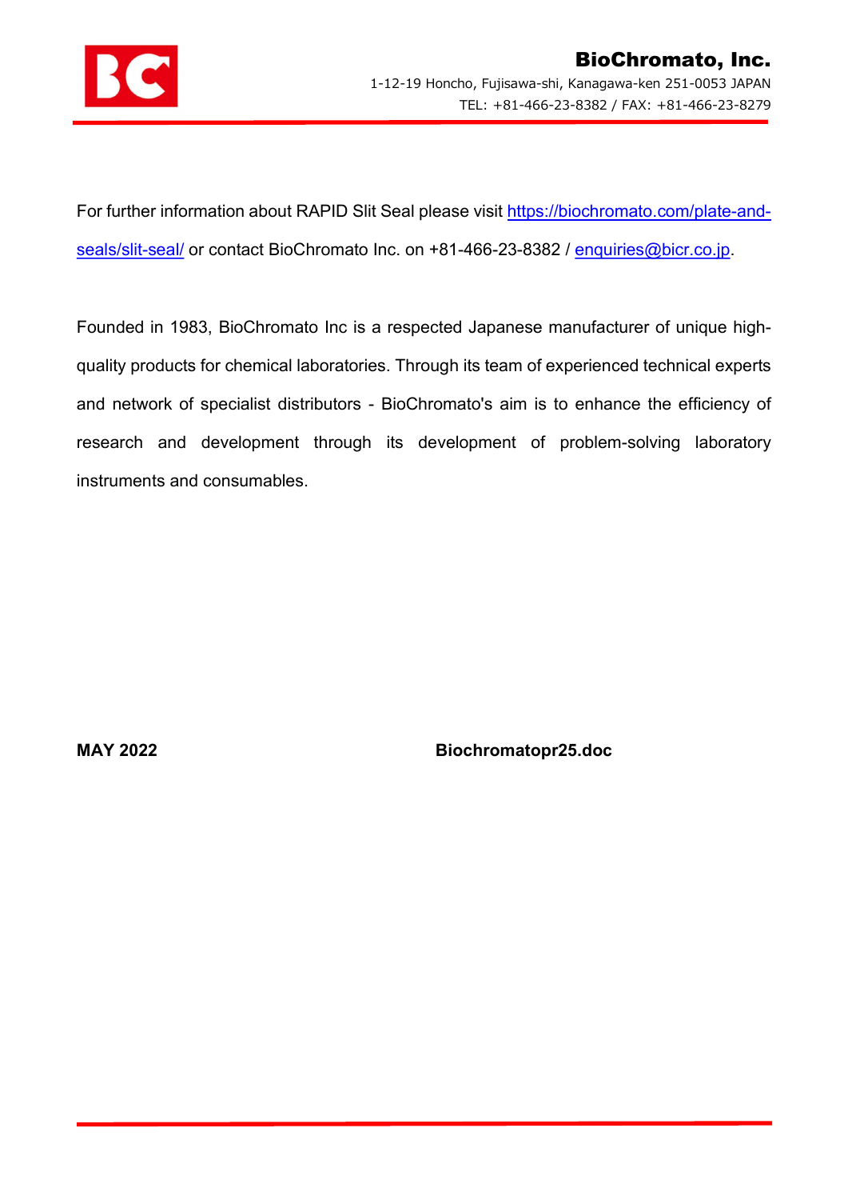For further information about RAPID Slit Seal please visit https://biochromato.com/plate-and-seals/slit-seal/ or contact BioChromato Inc. on +81-466-23-8382 / enquiries@bicr.co.jp.

Founded in 1983, BioChromato Inc is a respected Japanese manufacturer of unique high-quality products for chemical laboratories. Through its team of experienced technical experts and network of specialist distributors - BioChromato's aim is to enhance the efficiency of research and development through its development of problem-solving laboratory instruments and consumables.

**MAY 2022** **Biochromatopr25.doc**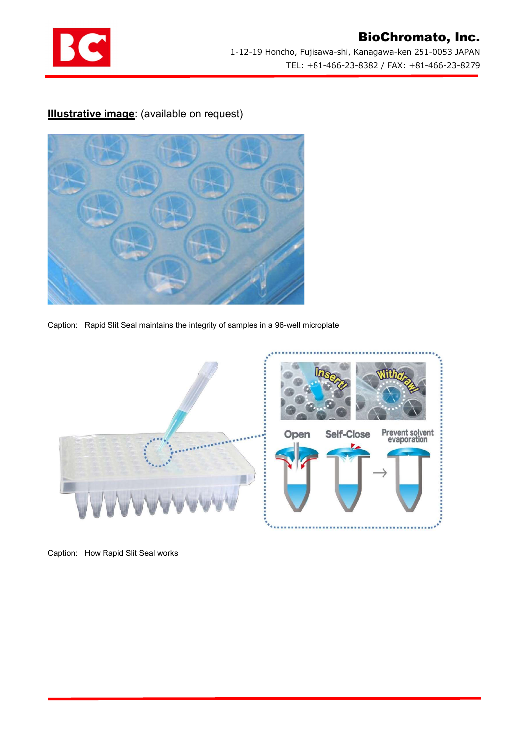**Illustrative image**: (available on request)

Caption: Rapid Slit Seal maintains the integrity of samples in a 96-well microplate

Insert!

Withdraw!

Open

Self-Close

Prevent solvent evaporation

Caption: How Rapid Slit Seal works